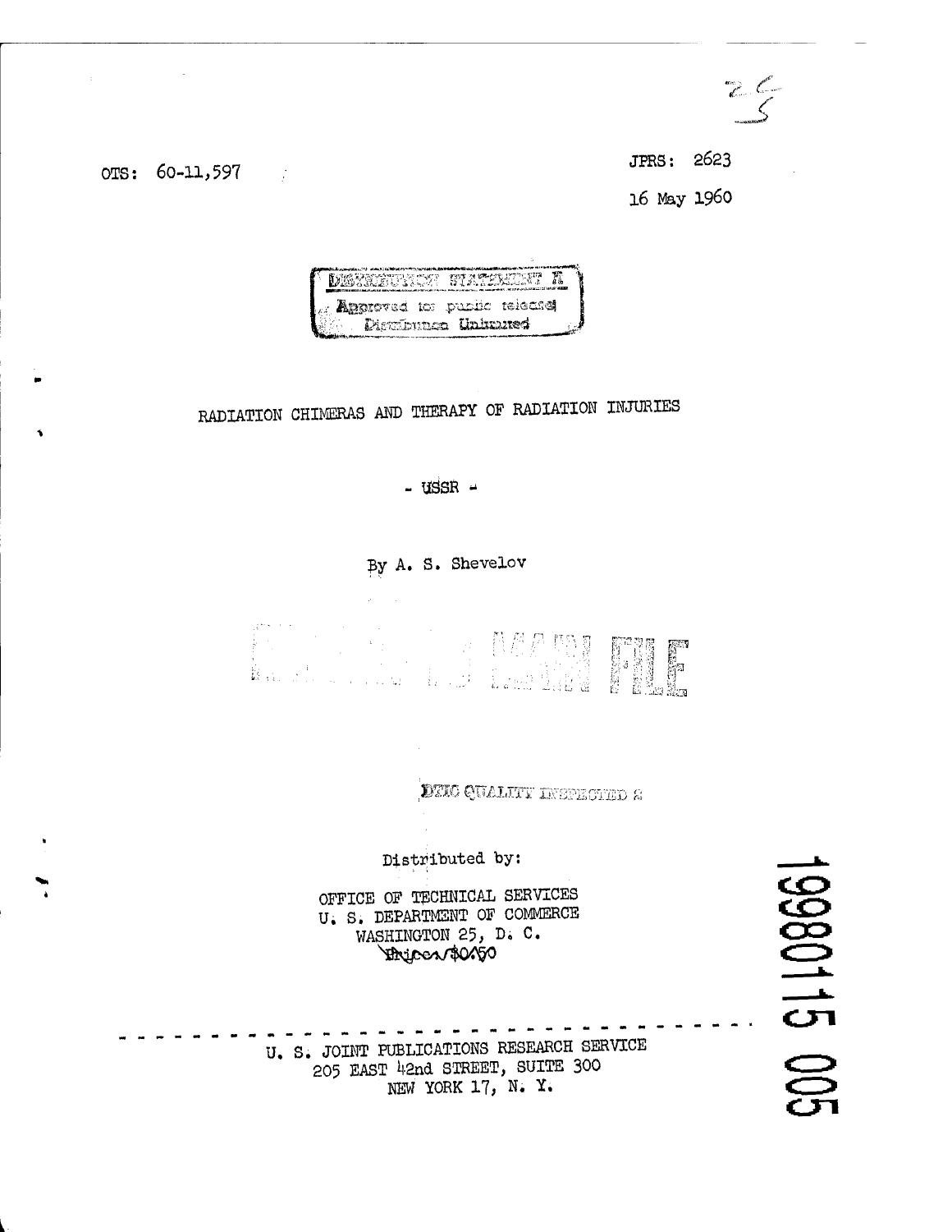OTS: 60-11,597

JPRS: 2623

16 May 1960

DISTRIBUTION STATEMENT A
Approved for public release
Distribution Unlimited

# RADIATION CHIMERAS AND THERAPY OF RADIATION INJURIES

- USSR -

By A. S. Shevelov

DTIC QUALITY INSPECTED 2

Distributed by:

OFFICE OF TECHNICAL SERVICES
U. S. DEPARTMENT OF COMMERCE
WASHINGTON 25, D. C.
Price: $0.50

19980115 005

---

U. S. JOINT PUBLICATIONS RESEARCH SERVICE
205 EAST 42nd STREET, SUITE 300
NEW YORK 17, N. Y.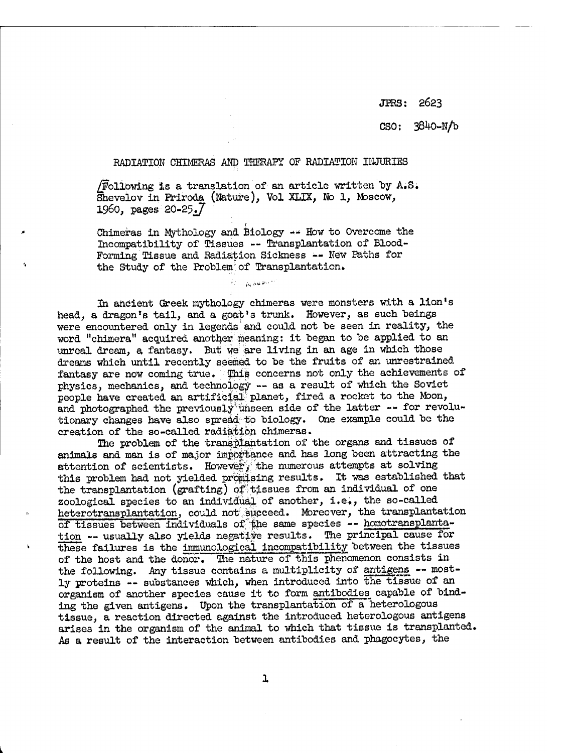JPRS: 2623

CSO: 3840-N/b

# RADIATION CHIMERAS AND THERAPY OF RADIATION INJURIES

/Following is a translation of an article written by A.S. Shevelov in Priroda (Nature), Vol XLIX, No 1, Moscow, 1960, pages 20-25./

Chimeras in Mythology and Biology -- How to Overcome the Incompatibility of Tissues -- Transplantation of Blood-Forming Tissue and Radiation Sickness -- New Paths for the Study of the Problem of Transplantation.

In ancient Greek mythology chimeras were monsters with a lion's head, a dragon's tail, and a goat's trunk. However, as such beings were encountered only in legends and could not be seen in reality, the word "chimera" acquired another meaning: it began to be applied to an unreal dream, a fantasy. But we are living in an age in which those dreams which until recently seemed to be the fruits of an unrestrained fantasy are now coming true. This concerns not only the achievements of physics, mechanics, and technology -- as a result of which the Soviet people have created an artificial planet, fired a rocket to the Moon, and photographed the previously unseen side of the latter -- for revolutionary changes have also spread to biology. One example could be the creation of the so-called radiation chimeras.

The problem of the transplantation of the organs and tissues of animals and man is of major importance and has long been attracting the attention of scientists. However, the numerous attempts at solving this problem had not yielded promising results. It was established that the transplantation (grafting) of tissues from an individual of one zoological species to an individual of another, i.e., the so-called <u>heterotransplantation</u>, could not succeed. Moreover, the transplantation of tissues between individuals of the same species -- <u>homotransplantation</u> -- usually also yields negative results. The principal cause for these failures is the <u>immunological incompatibility</u> between the tissues of the host and the donor. The nature of this phenomenon consists in the following. Any tissue contains a multiplicity of <u>antigens</u> -- mostly proteins -- substances which, when introduced into the tissue of an organism of another species cause it to form <u>antibodies</u> capable of binding the given antigens. Upon the transplantation of a heterologous tissue, a reaction directed against the introduced heterologous antigens arises in the organism of the animal to which that tissue is transplanted. As a result of the interaction between antibodies and phagocytes, the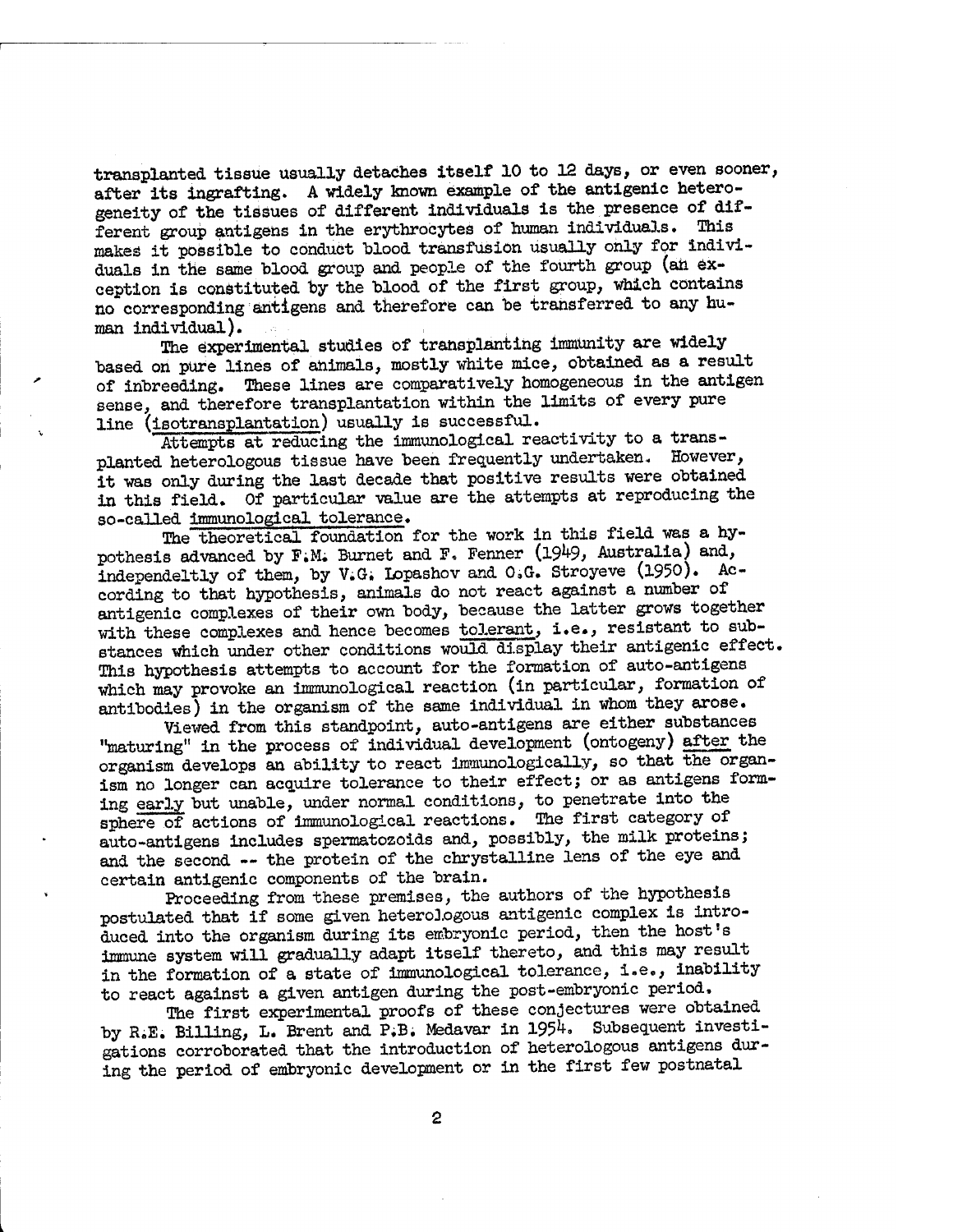transplanted tissue usually detaches itself 10 to 12 days, or even sooner, after its ingrafting. A widely known example of the antigenic heterogeneity of the tissues of different individuals is the presence of different group antigens in the erythrocytes of human individuals. This makes it possible to conduct blood transfusion usually only for individuals in the same blood group and people of the fourth group (an exception is constituted by the blood of the first group, which contains no corresponding antigens and therefore can be transferred to any human individual).

The experimental studies of transplanting immunity are widely based on pure lines of animals, mostly white mice, obtained as a result of inbreeding. These lines are comparatively homogeneous in the antigen sense, and therefore transplantation within the limits of every pure line (isotransplantation) usually is successful.

Attempts at reducing the immunological reactivity to a transplanted heterologous tissue have been frequently undertaken. However, it was only during the last decade that positive results were obtained in this field. Of particular value are the attempts at reproducing the so-called immunological tolerance.

The theoretical foundation for the work in this field was a hypothesis advanced by F.M. Burnet and F. Fenner (1949, Australia) and, independeltly of them, by V.G. Lopashov and O.G. Stroyeve (1950). According to that hypothesis, animals do not react against a number of antigenic complexes of their own body, because the latter grows together with these complexes and hence becomes tolerant, i.e., resistant to substances which under other conditions would display their antigenic effect. This hypothesis attempts to account for the formation of auto-antigens which may provoke an immunological reaction (in particular, formation of antibodies) in the organism of the same individual in whom they arose.

Viewed from this standpoint, auto-antigens are either substances "maturing" in the process of individual development (ontogeny) after the organism develops an ability to react immunologically, so that the organism no longer can acquire tolerance to their effect; or as antigens forming early but unable, under normal conditions, to penetrate into the sphere of actions of immunological reactions. The first category of auto-antigens includes spermatozoids and, possibly, the milk proteins; and the second -- the protein of the chrystalline lens of the eye and certain antigenic components of the brain.

Proceeding from these premises, the authors of the hypothesis postulated that if some given heterologous antigenic complex is introduced into the organism during its embryonic period, then the host's immune system will gradually adapt itself thereto, and this may result in the formation of a state of immunological tolerance, i.e., inability to react against a given antigen during the post-embryonic period.

The first experimental proofs of these conjectures were obtained by R.E. Billing, L. Brent and P.B. Medavar in 1954. Subsequent investigations corroborated that the introduction of heterologous antigens during the period of embryonic development or in the first few postnatal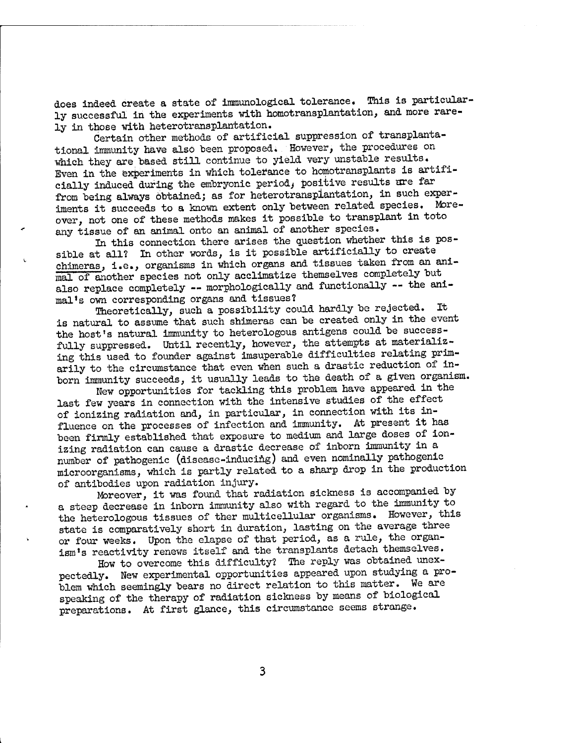does indeed create a state of immunological tolerance. This is particularly successful in the experiments with homotransplantation, and more rarely in those with heterotransplantation.

Certain other methods of artificial suppression of transplantational immunity have also been proposed. However, the procedures on which they are based still continue to yield very unstable results. Even in the experiments in which tolerance to homotransplants is artificially induced during the embryonic period, positive results are far from being always obtained; as for heterotransplantation, in such experiments it succeeds to a known extent only between related species. Moreover, not one of these methods makes it possible to transplant in toto any tissue of an animal onto an animal of another species.

In this connection there arises the question whether this is possible at all? In other words, is it possible artificially to create chimeras, i.e., organisms in which organs and tissues taken from an animal of another species not only acclimatize themselves completely but also replace completely -- morphologically and functionally -- the animal's own corresponding organs and tissues?

Theoretically, such a possibility could hardly be rejected. It is natural to assume that such shimeras can be created only in the event the host's natural immunity to heterologous antigens could be successfully suppressed. Until recently, however, the attempts at materializing this used to founder against insuperable difficulties relating primarily to the circumstance that even when such a drastic reduction of inborn immunity succeeds, it usually leads to the death of a given organism.

New opportunities for tackling this problem have appeared in the last few years in connection with the intensive studies of the effect of ionizing radiation and, in particular, in connection with its influence on the processes of infection and immunity. At present it has been firmly established that exposure to medium and large doses of ionizing radiation can cause a drastic decrease of inborn immunity in a number of pathogenic (disease-inducing) and even nominally pathogenic microorganisms, which is partly related to a sharp drop in the production of antibodies upon radiation injury.

Moreover, it was found that radiation sickness is accompanied by a steep decrease in inborn immunity also with regard to the immunity to the heterologous tissues of ther multicellular organisms. However, this state is comparatively short in duration, lasting on the average three or four weeks. Upon the elapse of that period, as a rule, the organism's reactivity renews itself and the transplants detach themselves.

How to overcome this difficulty? The reply was obtained unexpectedly. New experimental opportunities appeared upon studying a problem which seemingly bears no direct relation to this matter. We are speaking of the therapy of radiation sickness by means of biological preparations. At first glance, this circumstance seems strange.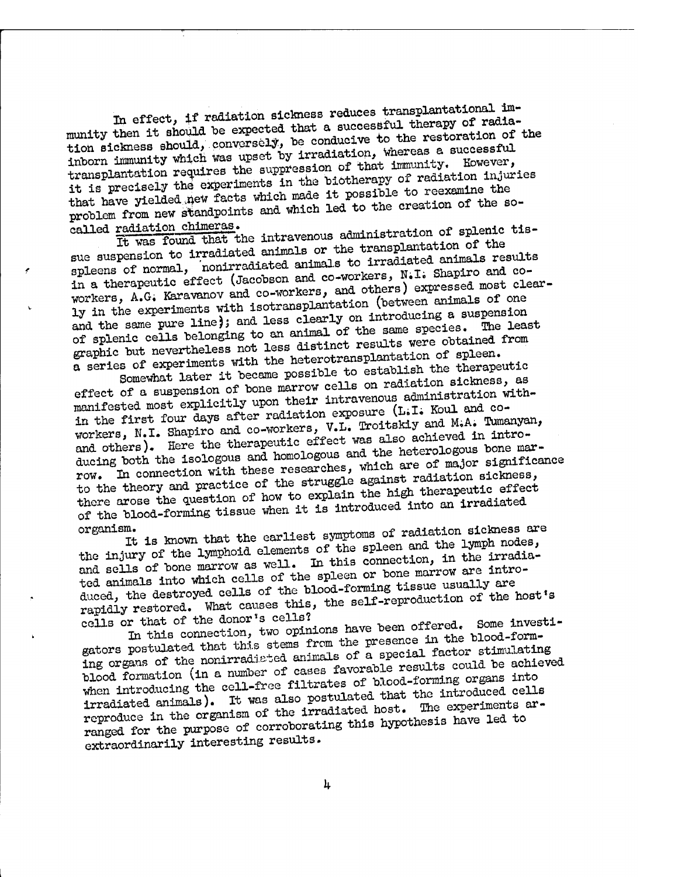In effect, if radiation sickness reduces transplantational immunity then it should be expected that a successful therapy of radiation sickness should, conversely, be conducive to the restoration of the inborn immunity which was upset by irradiation, whereas a successful transplantation requires the suppression of that immunity. However, it is precisely the experiments in the biotherapy of radiation injuries that have yielded new facts which made it possible to reexamine the problem from new standpoints and which led to the creation of the so-called radiation chimeras.

It was found that the intravenous administration of splenic tissue suspension to irradiated animals or the transplantation of the spleens of normal, nonirradiated animals to irradiated animals results in a therapeutic effect (Jacobson and co-workers, N.I. Shapiro and co-workers, A.G. Karavanov and co-workers, and others) expressed most clearly in the experiments with isotransplantation (between animals of one and the same pure line); and less clearly on introducing a suspension of splenic cells belonging to an animal of the same species. The least graphic but nevertheless not less distinct results were obtained from a series of experiments with the heterotransplantation of spleen.

Somewhat later it became possible to establish the therapeutic effect of a suspension of bone marrow cells on radiation sickness, as manifested most explicitly upon their intravenous administration within the first four days after radiation exposure (L.I. Koul and co-workers, N.I. Shapiro and co-workers, V.L. Troitskiy and M.A. Tumanyan, and others). Here the therapeutic effect was also achieved in introducing both the isologous and homologous and the heterologous bone marrow. In connection with these researches, which are of major significance to the theory and practice of the struggle against radiation sickness, there arose the question of how to explain the high therapeutic effect of the blood-forming tissue when it is introduced into an irradiated organism.

It is known that the earliest symptoms of radiation sickness are the injury of the lymphoid elements of the spleen and the lymph nodes, and sells of bone marrow as well. In this connection, in the irradiated animals into which cells of the spleen or bone marrow are introduced, the destroyed cells of the blood-forming tissue usually are rapidly restored. What causes this, the self-reproduction of the host's cells or that of the donor's cells?

In this connection, two opinions have been offered. Some investigators postulated that this stems from the presence in the blood-forming organs of the nonirradiated animals of a special factor stimulating blood formation (in a number of cases favorable results could be achieved when introducing the cell-free filtrates of blood-forming organs into irradiated animals). It was also postulated that the introduced cells reproduce in the organism of the irradiated host. The experiments arranged for the purpose of corroborating this hypothesis have led to extraordinarily interesting results.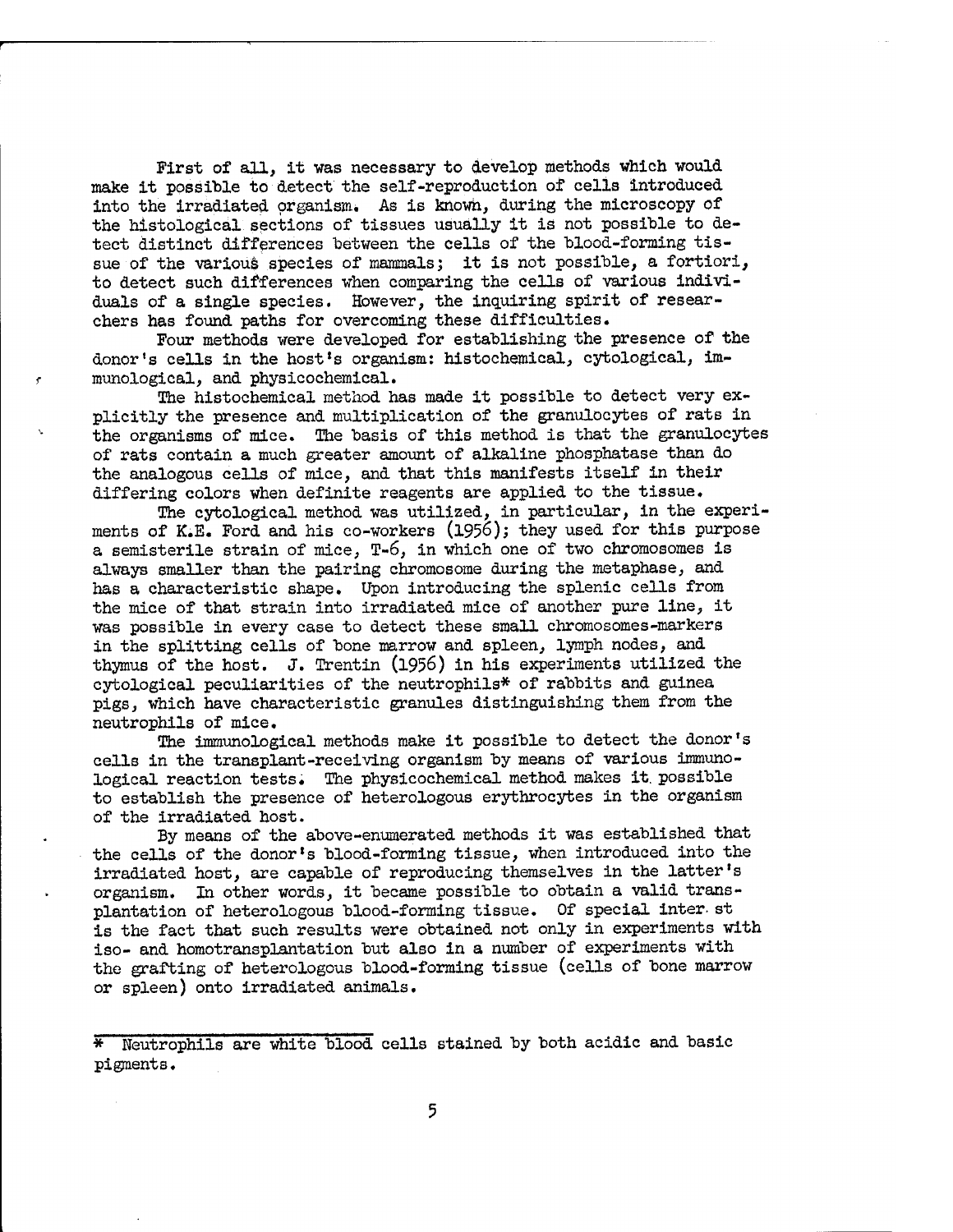First of all, it was necessary to develop methods which would make it possible to detect the self-reproduction of cells introduced into the irradiated organism. As is known, during the microscopy of the histological sections of tissues usually it is not possible to detect distinct differences between the cells of the blood-forming tissue of the various species of mammals; it is not possible, a fortiori, to detect such differences when comparing the cells of various individuals of a single species. However, the inquiring spirit of researchers has found paths for overcoming these difficulties.

Four methods were developed for establishing the presence of the donor's cells in the host's organism: histochemical, cytological, immunological, and physicochemical.

The histochemical method has made it possible to detect very explicitly the presence and multiplication of the granulocytes of rats in the organisms of mice. The basis of this method is that the granulocytes of rats contain a much greater amount of alkaline phosphatase than do the analogous cells of mice, and that this manifests itself in their differing colors when definite reagents are applied to the tissue.

The cytological method was utilized, in particular, in the experiments of K.E. Ford and his co-workers (1956); they used for this purpose a semisterile strain of mice, T-6, in which one of two chromosomes is always smaller than the pairing chromosome during the metaphase, and has a characteristic shape. Upon introducing the splenic cells from the mice of that strain into irradiated mice of another pure line, it was possible in every case to detect these small chromosomes-markers in the splitting cells of bone marrow and spleen, lymph nodes, and thymus of the host. J. Trentin (1956) in his experiments utilized the cytological peculiarities of the neutrophils* of rabbits and guinea pigs, which have characteristic granules distinguishing them from the neutrophils of mice.

The immunological methods make it possible to detect the donor's cells in the transplant-receiving organism by means of various immunological reaction tests. The physicochemical method makes it possible to establish the presence of heterologous erythrocytes in the organism of the irradiated host.

By means of the above-enumerated methods it was established that the cells of the donor's blood-forming tissue, when introduced into the irradiated host, are capable of reproducing themselves in the latter's organism. In other words, it became possible to obtain a valid transplantation of heterologous blood-forming tissue. Of special interest is the fact that such results were obtained not only in experiments with iso- and homotransplantation but also in a number of experiments with the grafting of heterologous blood-forming tissue (cells of bone marrow or spleen) onto irradiated animals.

---

* Neutrophils are white blood cells stained by both acidic and basic pigments.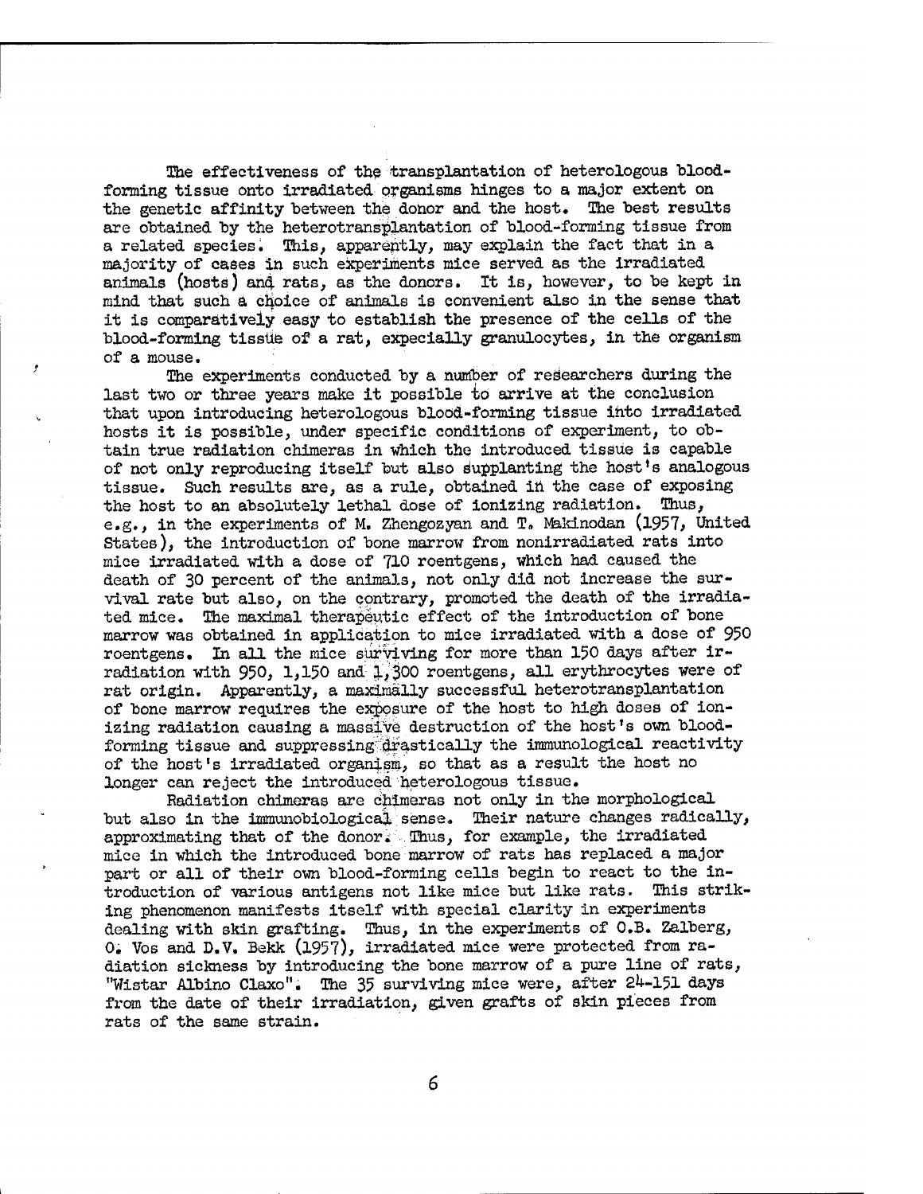The effectiveness of the transplantation of heterologous blood-forming tissue onto irradiated organisms hinges to a major extent on the genetic affinity between the donor and the host. The best results are obtained by the heterotransplantation of blood-forming tissue from a related species. This, apparently, may explain the fact that in a majority of cases in such experiments mice served as the irradiated animals (hosts) and rats, as the donors. It is, however, to be kept in mind that such a choice of animals is convenient also in the sense that it is comparatively easy to establish the presence of the cells of the blood-forming tissue of a rat, expecially granulocytes, in the organism of a mouse.

The experiments conducted by a number of researchers during the last two or three years make it possible to arrive at the conclusion that upon introducing heterologous blood-forming tissue into irradiated hosts it is possible, under specific conditions of experiment, to obtain true radiation chimeras in which the introduced tissue is capable of not only reproducing itself but also supplanting the host's analogous tissue. Such results are, as a rule, obtained in the case of exposing the host to an absolutely lethal dose of ionizing radiation. Thus, e.g., in the experiments of M. Zhengozyan and T. Makinodan (1957, United States), the introduction of bone marrow from nonirradiated rats into mice irradiated with a dose of 710 roentgens, which had caused the death of 30 percent of the animals, not only did not increase the survival rate but also, on the contrary, promoted the death of the irradiated mice. The maximal therapeutic effect of the introduction of bone marrow was obtained in application to mice irradiated with a dose of 950 roentgens. In all the mice surviving for more than 150 days after irradiation with 950, 1,150 and 1,300 roentgens, all erythrocytes were of rat origin. Apparently, a maximally successful heterotransplantation of bone marrow requires the exposure of the host to high doses of ionizing radiation causing a massive destruction of the host's own blood-forming tissue and suppressing drastically the immunological reactivity of the host's irradiated organism, so that as a result the host no longer can reject the introduced heterologous tissue.

Radiation chimeras are chimeras not only in the morphological but also in the immunobiological sense. Their nature changes radically, approximating that of the donor. Thus, for example, the irradiated mice in which the introduced bone marrow of rats has replaced a major part or all of their own blood-forming cells begin to react to the introduction of various antigens not like mice but like rats. This striking phenomenon manifests itself with special clarity in experiments dealing with skin grafting. Thus, in the experiments of O.B. Zalberg, O. Vos and D.V. Bekk (1957), irradiated mice were protected from radiation sickness by introducing the bone marrow of a pure line of rats, "Wistar Albino Claxo". The 35 surviving mice were, after 24-151 days from the date of their irradiation, given grafts of skin pieces from rats of the same strain.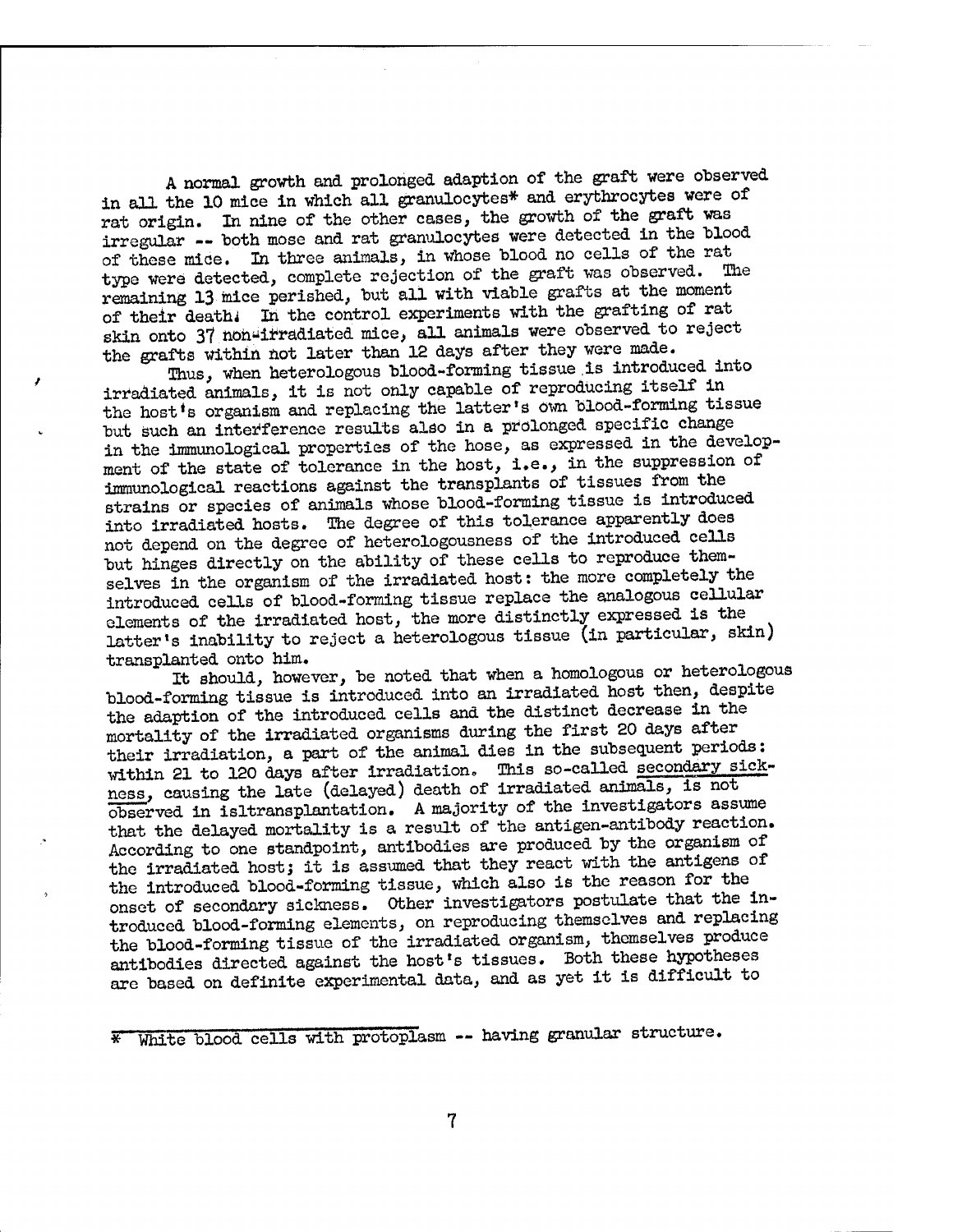A normal growth and prolonged adaption of the graft were observed in all the 10 mice in which all granulocytes* and erythrocytes were of rat origin. In nine of the other cases, the growth of the graft was irregular -- both mose and rat granulocytes were detected in the blood of these mice. In three animals, in whose blood no cells of the rat type were detected, complete rejection of the graft was observed. The remaining 13 mice perished, but all with viable grafts at the moment of their death. In the control experiments with the grafting of rat skin onto 37 non-irradiated mice, all animals were observed to reject the grafts within not later than 12 days after they were made.

Thus, when heterologous blood-forming tissue is introduced into irradiated animals, it is not only capable of reproducing itself in the host's organism and replacing the latter's own blood-forming tissue but such an interference results also in a prolonged specific change in the immunological properties of the hose, as expressed in the development of the state of tolerance in the host, i.e., in the suppression of immunological reactions against the transplants of tissues from the strains or species of animals whose blood-forming tissue is introduced into irradiated hosts. The degree of this tolerance apparently does not depend on the degree of heterologousness of the introduced cells but hinges directly on the ability of these cells to reproduce themselves in the organism of the irradiated host: the more completely the introduced cells of blood-forming tissue replace the analogous cellular elements of the irradiated host, the more distinctly expressed is the latter's inability to reject a heterologous tissue (in particular, skin) transplanted onto him.

It should, however, be noted that when a homologous or heterologous blood-forming tissue is introduced into an irradiated host then, despite the adaption of the introduced cells and the distinct decrease in the mortality of the irradiated organisms during the first 20 days after their irradiation, a part of the animal dies in the subsequent periods: within 21 to 120 days after irradiation. This so-called <u>secondary sickness</u>, causing the late (delayed) death of irradiated animals, is not observed in isltransplantation. A majority of the investigators assume that the delayed mortality is a result of the antigen-antibody reaction. According to one standpoint, antibodies are produced by the organism of the irradiated host; it is assumed that they react with the antigens of the introduced blood-forming tissue, which also is the reason for the onset of secondary sickness. Other investigators postulate that the introduced blood-forming elements, on reproducing themselves and replacing the blood-forming tissue of the irradiated organism, themselves produce antibodies directed against the host's tissues. Both these hypotheses are based on definite experimental data, and as yet it is difficult to

---

* White blood cells with protoplasm -- having granular structure.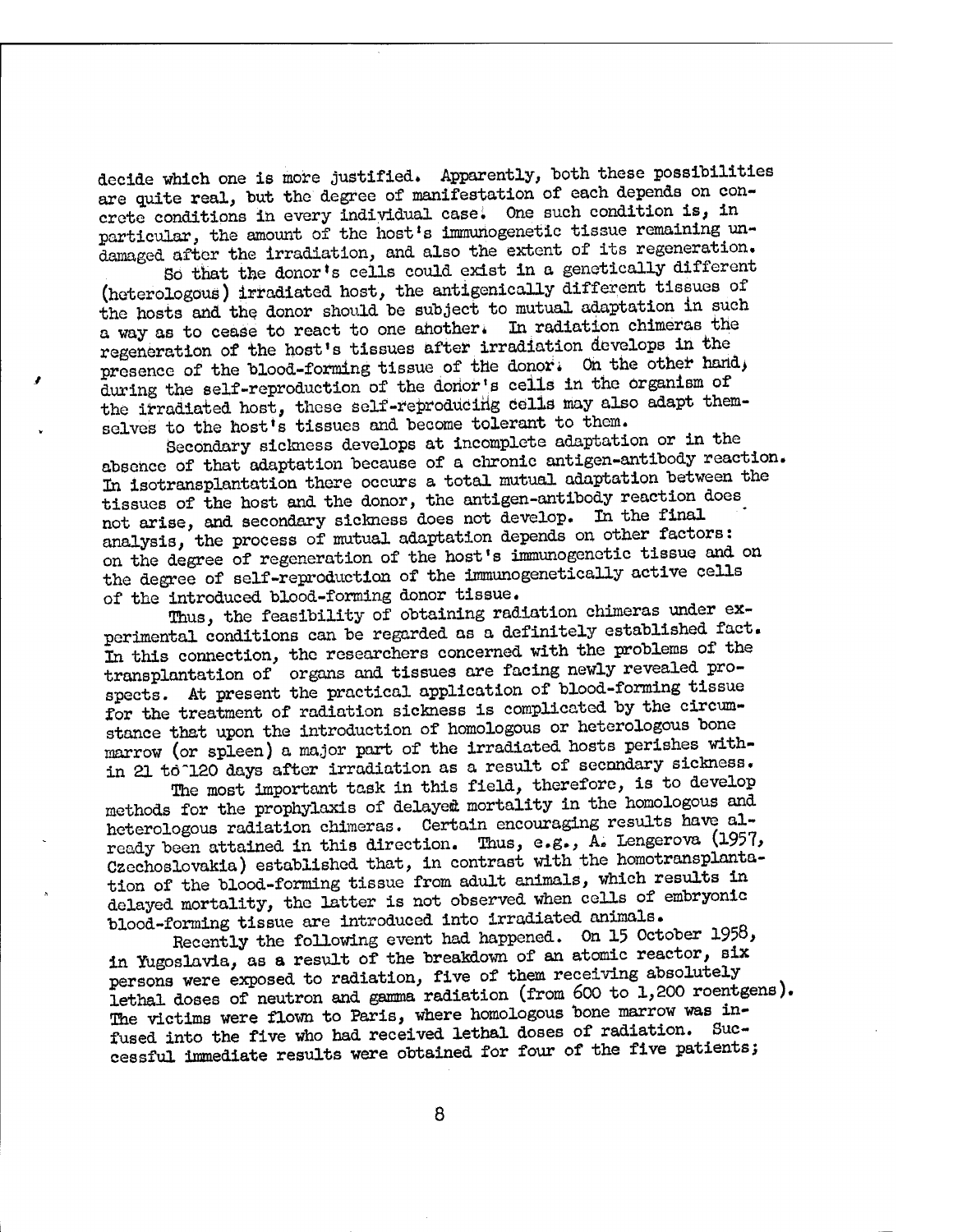decide which one is more justified. Apparently, both these possibilities are quite real, but the degree of manifestation of each depends on concrete conditions in every individual case. One such condition is, in particular, the amount of the host's immunogenetic tissue remaining undamaged after the irradiation, and also the extent of its regeneration.

So that the donor's cells could exist in a genetically different (heterologous) irradiated host, the antigenically different tissues of the hosts and the donor should be subject to mutual adaptation in such a way as to cease to react to one another. In radiation chimeras the regeneration of the host's tissues after irradiation develops in the presence of the blood-forming tissue of the donor. On the other hand, during the self-reproduction of the donor's cells in the organism of the irradiated host, these self-reproducing cells may also adapt themselves to the host's tissues and become tolerant to them.

Secondary sickness develops at incomplete adaptation or in the absence of that adaptation because of a chronic antigen-antibody reaction. In isotransplantation there occurs a total mutual adaptation between the tissues of the host and the donor, the antigen-antibody reaction does not arise, and secondary sickness does not develop. In the final analysis, the process of mutual adaptation depends on other factors: on the degree of regeneration of the host's immunogenetic tissue and on the degree of self-reproduction of the immunogenetically active cells of the introduced blood-forming donor tissue.

Thus, the feasibility of obtaining radiation chimeras under experimental conditions can be regarded as a definitely established fact. In this connection, the researchers concerned with the problems of the transplantation of organs and tissues are facing newly revealed prospects. At present the practical application of blood-forming tissue for the treatment of radiation sickness is complicated by the circumstance that upon the introduction of homologous or heterologous bone marrow (or spleen) a major part of the irradiated hosts perishes within 21 to 120 days after irradiation as a result of secondary sickness.

The most important task in this field, therefore, is to develop methods for the prophylaxis of delayed mortality in the homologous and heterologous radiation chimeras. Certain encouraging results have already been attained in this direction. Thus, e.g., A. Lengerova (1957, Czechoslovakia) established that, in contrast with the homotransplantation of the blood-forming tissue from adult animals, which results in delayed mortality, the latter is not observed when cells of embryonic blood-forming tissue are introduced into irradiated animals.

Recently the following event had happened. On 15 October 1958, in Yugoslavia, as a result of the breakdown of an atomic reactor, six persons were exposed to radiation, five of them receiving absolutely lethal doses of neutron and gamma radiation (from 600 to 1,200 roentgens). The victims were flown to Paris, where homologous bone marrow was infused into the five who had received lethal doses of radiation. Successful immediate results were obtained for four of the five patients;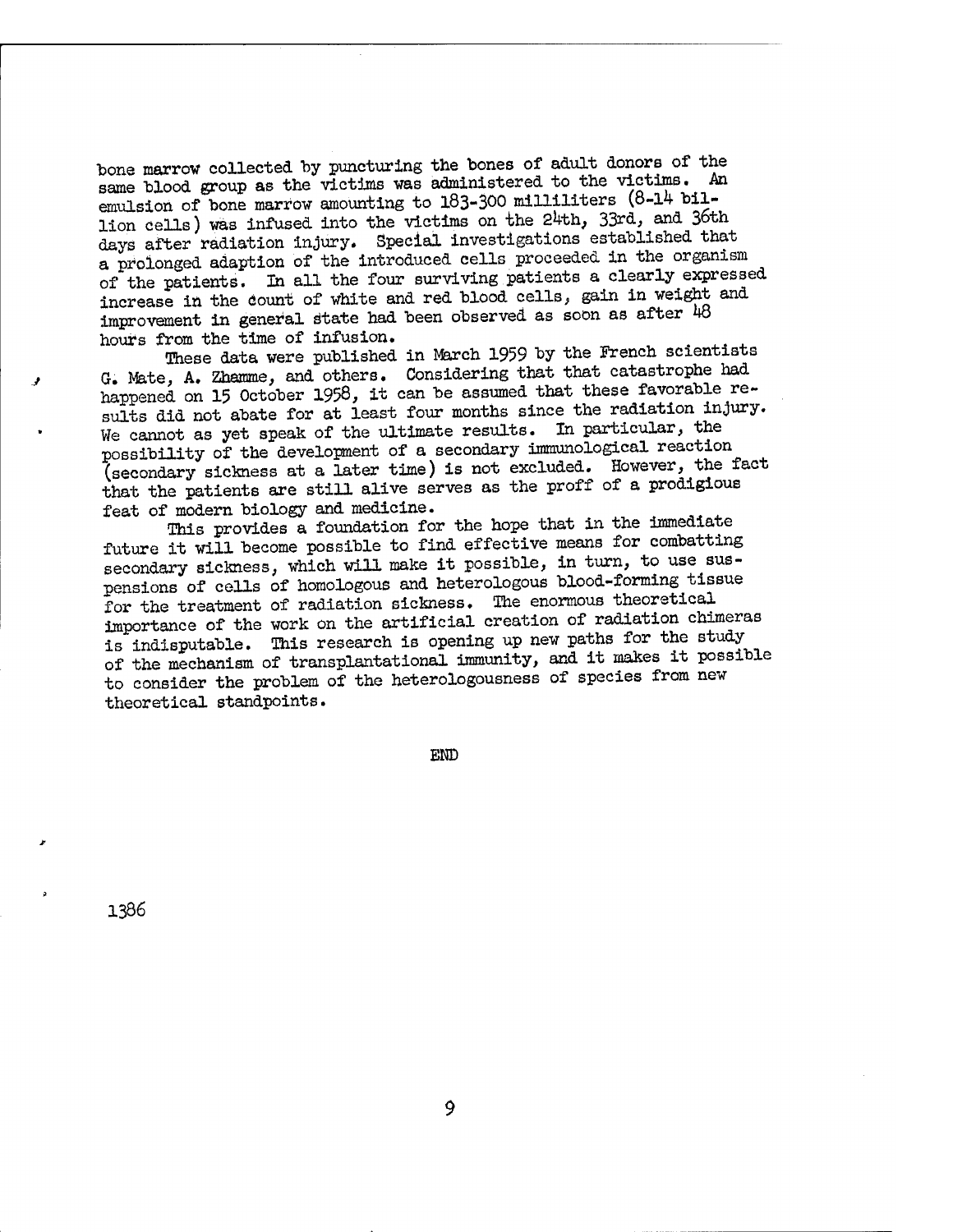bone marrow collected by puncturing the bones of adult donors of the same blood group as the victims was administered to the victims. An emulsion of bone marrow amounting to 183-300 milliliters (8-14 billion cells) was infused into the victims on the 24th, 33rd, and 36th days after radiation injury. Special investigations established that a prolonged adaption of the introduced cells proceeded in the organism of the patients. In all the four surviving patients a clearly expressed increase in the count of white and red blood cells, gain in weight and improvement in general state had been observed as soon as after 48 hours from the time of infusion.

These data were published in March 1959 by the French scientists G. Mate, A. Zhamme, and others. Considering that that catastrophe had happened on 15 October 1958, it can be assumed that these favorable results did not abate for at least four months since the radiation injury. We cannot as yet speak of the ultimate results. In particular, the possibility of the development of a secondary immunological reaction (secondary sickness at a later time) is not excluded. However, the fact that the patients are still alive serves as the proff of a prodigious feat of modern biology and medicine.

This provides a foundation for the hope that in the immediate future it will become possible to find effective means for combatting secondary sickness, which will make it possible, in turn, to use suspensions of cells of homologous and heterologous blood-forming tissue for the treatment of radiation sickness. The enormous theoretical importance of the work on the artificial creation of radiation chimeras is indisputable. This research is opening up new paths for the study of the mechanism of transplantational immunity, and it makes it possible to consider the problem of the heterologousness of species from new theoretical standpoints.

END

1386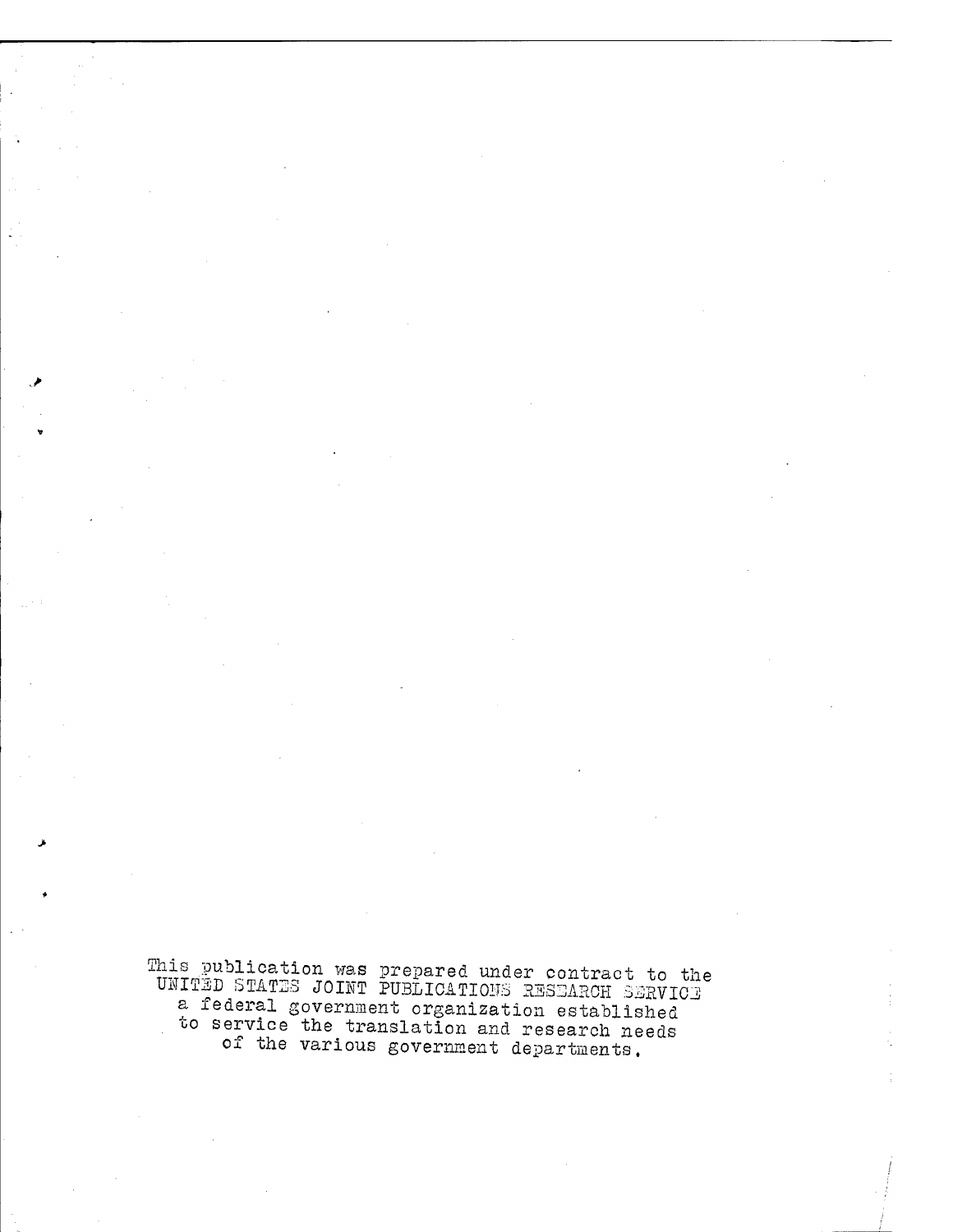This publication was prepared under contract to the UNITED STATES JOINT PUBLICATIONS RESEARCH SERVICE a federal government organization established to service the translation and research needs of the various government departments.